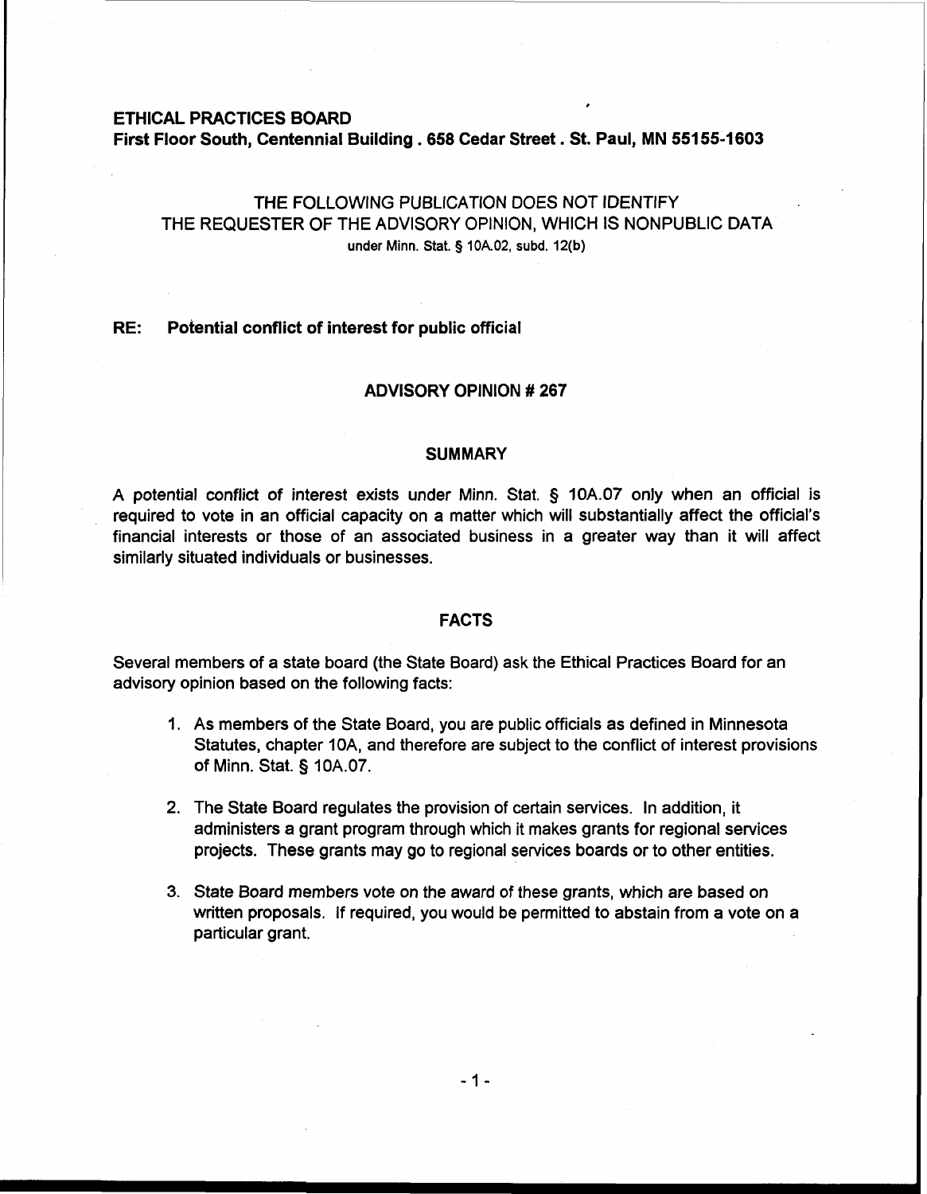**ETHICAL PRACTICES BOARD**
**First Floor South, Centennial Building . 658 Cedar Street . St. Paul, MN 55155-1603**

THE FOLLOWING PUBLICATION DOES NOT IDENTIFY
THE REQUESTER OF THE ADVISORY OPINION, WHICH IS NONPUBLIC DATA
under Minn. Stat. § 10A.02, subd. 12(b)

**RE: Potential conflict of interest for public official**

## ADVISORY OPINION # 267

### SUMMARY

A potential conflict of interest exists under Minn. Stat. § 10A.07 only when an official is required to vote in an official capacity on a matter which will substantially affect the official's financial interests or those of an associated business in a greater way than it will affect similarly situated individuals or businesses.

### FACTS

Several members of a state board (the State Board) ask the Ethical Practices Board for an advisory opinion based on the following facts:

1. As members of the State Board, you are public officials as defined in Minnesota Statutes, chapter 10A, and therefore are subject to the conflict of interest provisions of Minn. Stat. § 10A.07.

2. The State Board regulates the provision of certain services. In addition, it administers a grant program through which it makes grants for regional services projects. These grants may go to regional services boards or to other entities.

3. State Board members vote on the award of these grants, which are based on written proposals. If required, you would be permitted to abstain from a vote on a particular grant.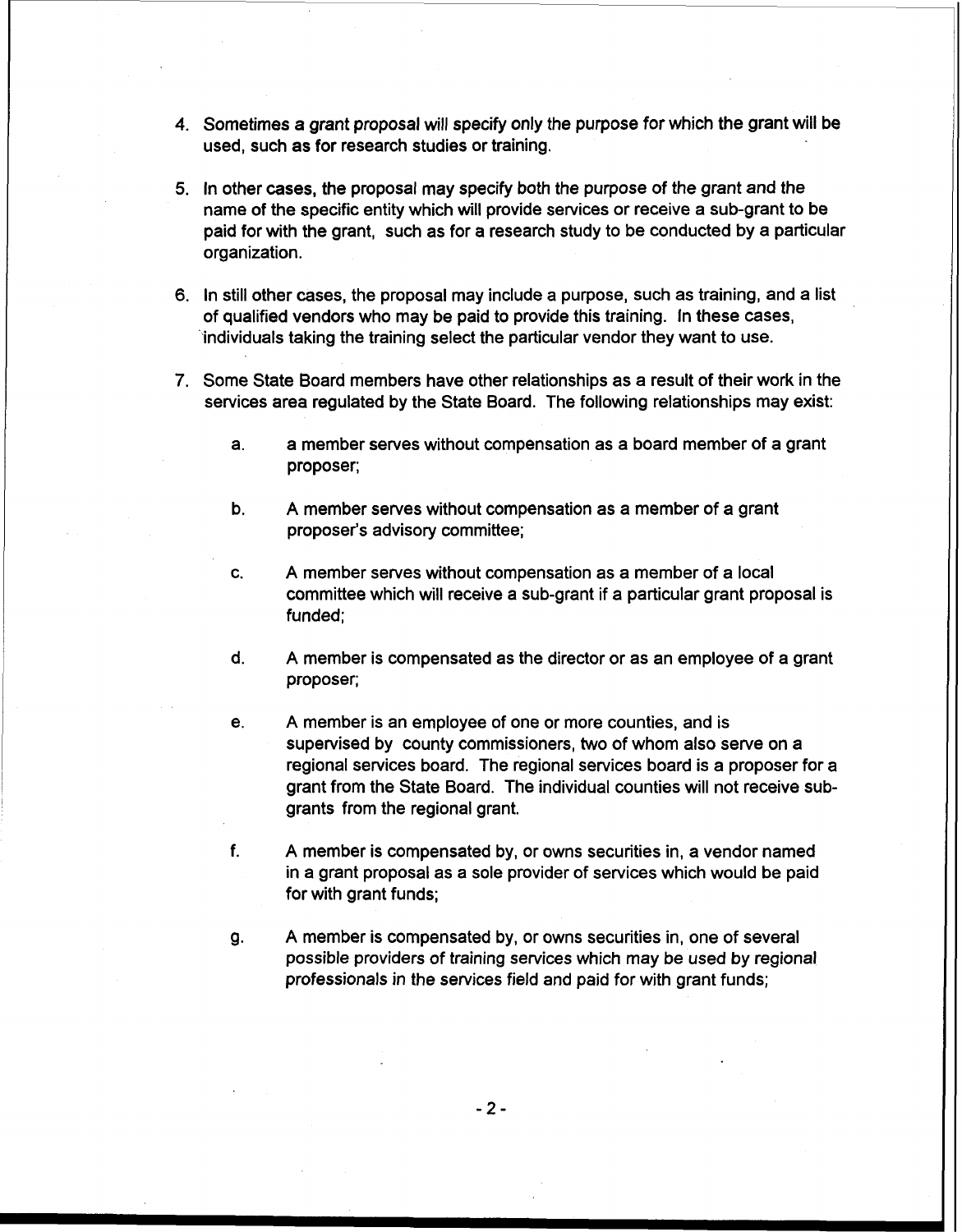4. Sometimes a grant proposal will specify only the purpose for which the grant will be used, such as for research studies or training.

5. In other cases, the proposal may specify both the purpose of the grant and the name of the specific entity which will provide services or receive a sub-grant to be paid for with the grant, such as for a research study to be conducted by a particular organization.

6. In still other cases, the proposal may include a purpose, such as training, and a list of qualified vendors who may be paid to provide this training. In these cases, individuals taking the training select the particular vendor they want to use.

7. Some State Board members have other relationships as a result of their work in the services area regulated by the State Board. The following relationships may exist:

   a. a member serves without compensation as a board member of a grant proposer;

   b. A member serves without compensation as a member of a grant proposer's advisory committee;

   c. A member serves without compensation as a member of a local committee which will receive a sub-grant if a particular grant proposal is funded;

   d. A member is compensated as the director or as an employee of a grant proposer;

   e. A member is an employee of one or more counties, and is supervised by county commissioners, two of whom also serve on a regional services board. The regional services board is a proposer for a grant from the State Board. The individual counties will not receive sub-grants from the regional grant.

   f. A member is compensated by, or owns securities in, a vendor named in a grant proposal as a sole provider of services which would be paid for with grant funds;

   g. A member is compensated by, or owns securities in, one of several possible providers of training services which may be used by regional professionals in the services field and paid for with grant funds;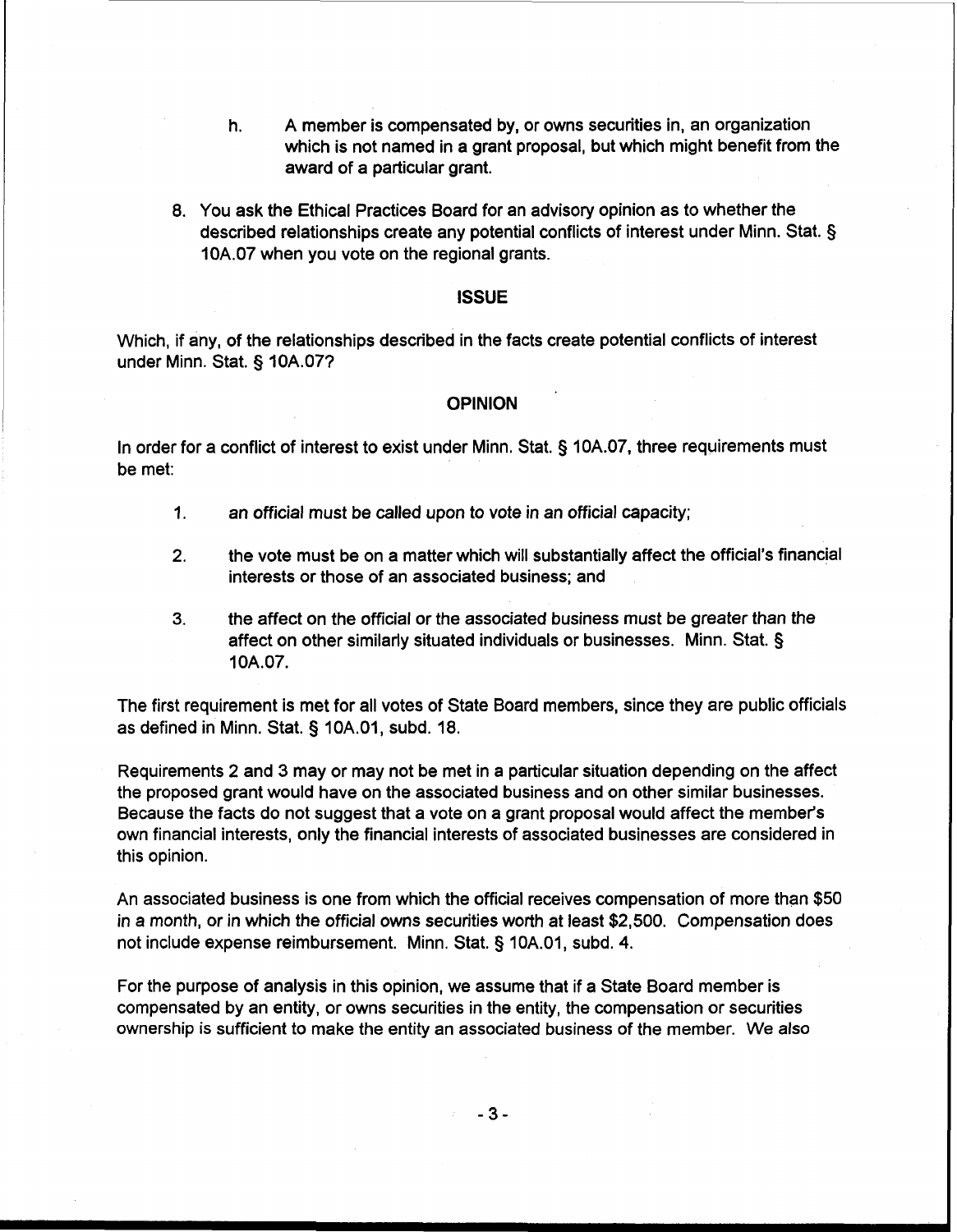h. A member is compensated by, or owns securities in, an organization which is not named in a grant proposal, but which might benefit from the award of a particular grant.

8. You ask the Ethical Practices Board for an advisory opinion as to whether the described relationships create any potential conflicts of interest under Minn. Stat. § 10A.07 when you vote on the regional grants.

## ISSUE

Which, if any, of the relationships described in the facts create potential conflicts of interest under Minn. Stat. § 10A.07?

## OPINION

In order for a conflict of interest to exist under Minn. Stat. § 10A.07, three requirements must be met:

1. an official must be called upon to vote in an official capacity;

2. the vote must be on a matter which will substantially affect the official's financial interests or those of an associated business; and

3. the affect on the official or the associated business must be greater than the affect on other similarly situated individuals or businesses. Minn. Stat. § 10A.07.

The first requirement is met for all votes of State Board members, since they are public officials as defined in Minn. Stat. § 10A.01, subd. 18.

Requirements 2 and 3 may or may not be met in a particular situation depending on the affect the proposed grant would have on the associated business and on other similar businesses. Because the facts do not suggest that a vote on a grant proposal would affect the member's own financial interests, only the financial interests of associated businesses are considered in this opinion.

An associated business is one from which the official receives compensation of more than $50 in a month, or in which the official owns securities worth at least $2,500. Compensation does not include expense reimbursement. Minn. Stat. § 10A.01, subd. 4.

For the purpose of analysis in this opinion, we assume that if a State Board member is compensated by an entity, or owns securities in the entity, the compensation or securities ownership is sufficient to make the entity an associated business of the member. We also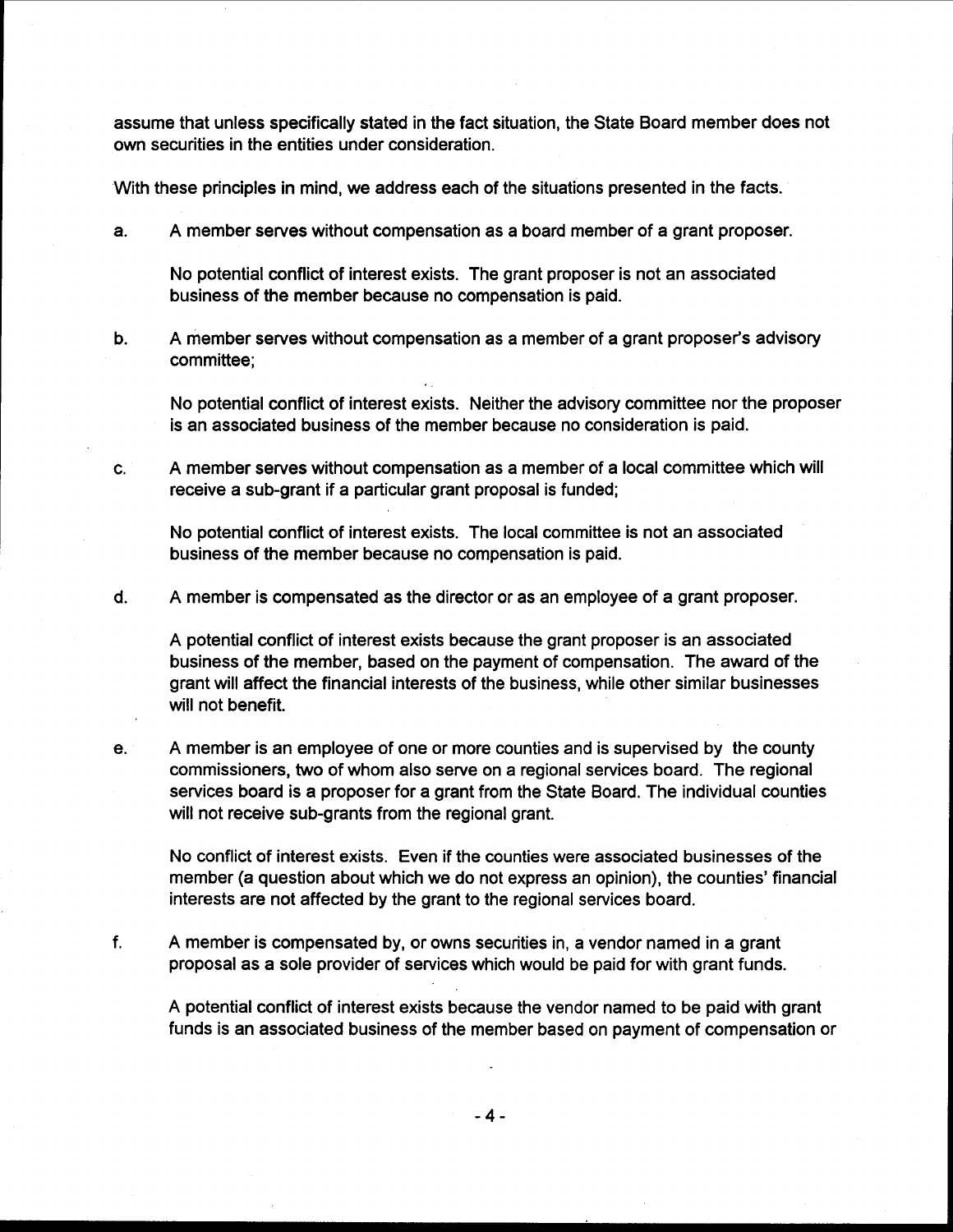assume that unless specifically stated in the fact situation, the State Board member does not own securities in the entities under consideration.

With these principles in mind, we address each of the situations presented in the facts.

a. A member serves without compensation as a board member of a grant proposer.

   No potential conflict of interest exists. The grant proposer is not an associated business of the member because no compensation is paid.

b. A member serves without compensation as a member of a grant proposer's advisory committee;

   No potential conflict of interest exists. Neither the advisory committee nor the proposer is an associated business of the member because no consideration is paid.

c. A member serves without compensation as a member of a local committee which will receive a sub-grant if a particular grant proposal is funded;

   No potential conflict of interest exists. The local committee is not an associated business of the member because no compensation is paid.

d. A member is compensated as the director or as an employee of a grant proposer.

   A potential conflict of interest exists because the grant proposer is an associated business of the member, based on the payment of compensation. The award of the grant will affect the financial interests of the business, while other similar businesses will not benefit.

e. A member is an employee of one or more counties and is supervised by the county commissioners, two of whom also serve on a regional services board. The regional services board is a proposer for a grant from the State Board. The individual counties will not receive sub-grants from the regional grant.

   No conflict of interest exists. Even if the counties were associated businesses of the member (a question about which we do not express an opinion), the counties' financial interests are not affected by the grant to the regional services board.

f. A member is compensated by, or owns securities in, a vendor named in a grant proposal as a sole provider of services which would be paid for with grant funds.

   A potential conflict of interest exists because the vendor named to be paid with grant funds is an associated business of the member based on payment of compensation or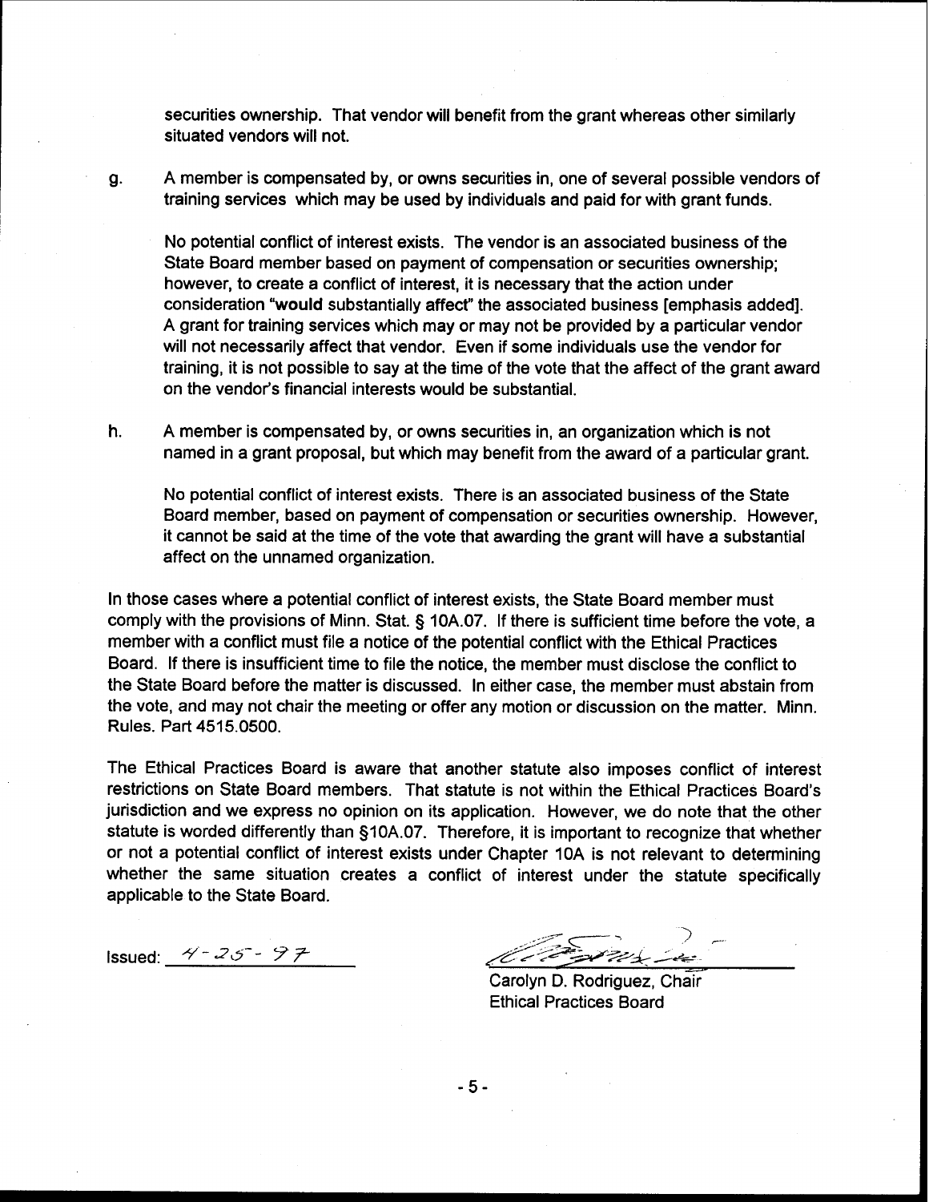securities ownership. That vendor will benefit from the grant whereas other similarly situated vendors will not.

g. A member is compensated by, or owns securities in, one of several possible vendors of training services which may be used by individuals and paid for with grant funds.

   No potential conflict of interest exists. The vendor is an associated business of the State Board member based on payment of compensation or securities ownership; however, to create a conflict of interest, it is necessary that the action under consideration "**would** substantially affect" the associated business [emphasis added]. A grant for training services which may or may not be provided by a particular vendor will not necessarily affect that vendor. Even if some individuals use the vendor for training, it is not possible to say at the time of the vote that the affect of the grant award on the vendor's financial interests would be substantial.

h. A member is compensated by, or owns securities in, an organization which is not named in a grant proposal, but which may benefit from the award of a particular grant.

   No potential conflict of interest exists. There is an associated business of the State Board member, based on payment of compensation or securities ownership. However, it cannot be said at the time of the vote that awarding the grant will have a substantial affect on the unnamed organization.

In those cases where a potential conflict of interest exists, the State Board member must comply with the provisions of Minn. Stat. § 10A.07. If there is sufficient time before the vote, a member with a conflict must file a notice of the potential conflict with the Ethical Practices Board. If there is insufficient time to file the notice, the member must disclose the conflict to the State Board before the matter is discussed. In either case, the member must abstain from the vote, and may not chair the meeting or offer any motion or discussion on the matter. Minn. Rules. Part 4515.0500.

The Ethical Practices Board is aware that another statute also imposes conflict of interest restrictions on State Board members. That statute is not within the Ethical Practices Board's jurisdiction and we express no opinion on its application. However, we do note that the other statute is worded differently than §10A.07. Therefore, it is important to recognize that whether or not a potential conflict of interest exists under Chapter 10A is not relevant to determining whether the same situation creates a conflict of interest under the statute specifically applicable to the State Board.

Issued: 4-25-97

Carolyn D. Rodriguez, Chair
Ethical Practices Board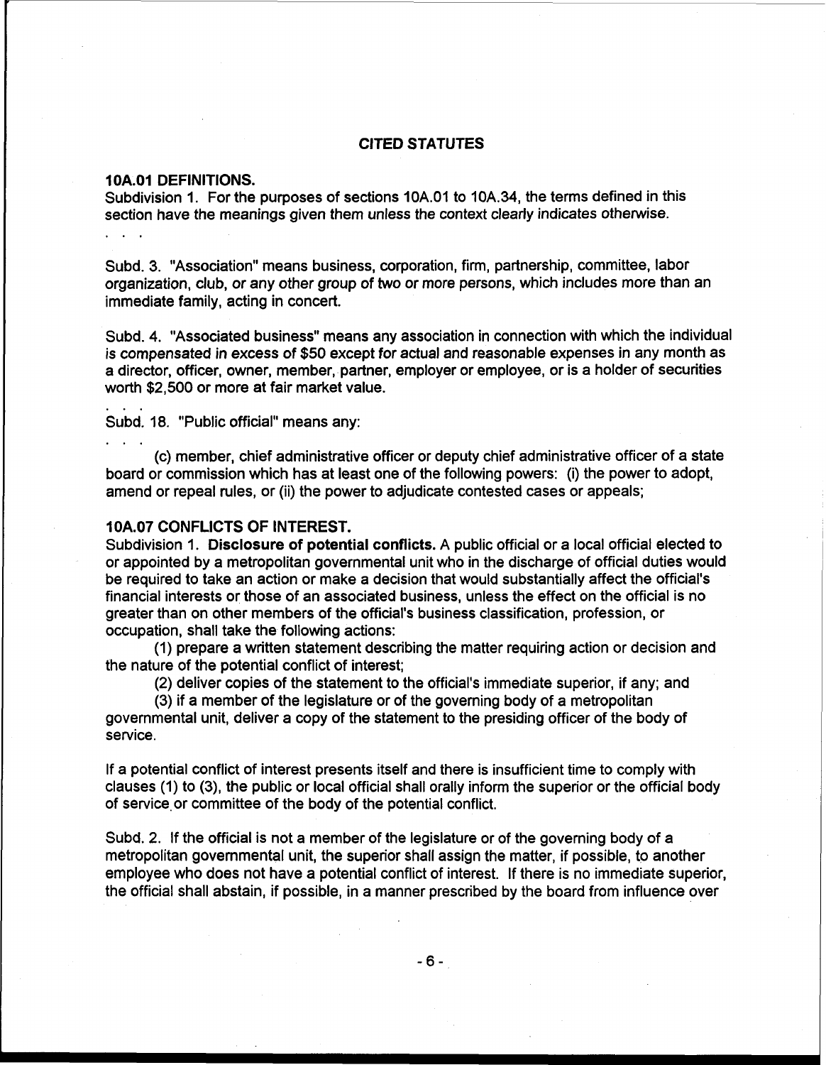## CITED STATUTES

### 10A.01 DEFINITIONS.

Subdivision 1. For the purposes of sections 10A.01 to 10A.34, the terms defined in this section have the meanings given them unless the context clearly indicates otherwise.

. . .

Subd. 3. "Association" means business, corporation, firm, partnership, committee, labor organization, club, or any other group of two or more persons, which includes more than an immediate family, acting in concert.

Subd. 4. "Associated business" means any association in connection with which the individual is compensated in excess of $50 except for actual and reasonable expenses in any month as a director, officer, owner, member, partner, employer or employee, or is a holder of securities worth $2,500 or more at fair market value.

. . .

Subd. 18. "Public official" means any:

. . .

(c) member, chief administrative officer or deputy chief administrative officer of a state board or commission which has at least one of the following powers: (i) the power to adopt, amend or repeal rules, or (ii) the power to adjudicate contested cases or appeals;

### 10A.07 CONFLICTS OF INTEREST.

Subdivision 1. **Disclosure of potential conflicts.** A public official or a local official elected to or appointed by a metropolitan governmental unit who in the discharge of official duties would be required to take an action or make a decision that would substantially affect the official's financial interests or those of an associated business, unless the effect on the official is no greater than on other members of the official's business classification, profession, or occupation, shall take the following actions:

(1) prepare a written statement describing the matter requiring action or decision and the nature of the potential conflict of interest;

(2) deliver copies of the statement to the official's immediate superior, if any; and

(3) if a member of the legislature or of the governing body of a metropolitan governmental unit, deliver a copy of the statement to the presiding officer of the body of service.

If a potential conflict of interest presents itself and there is insufficient time to comply with clauses (1) to (3), the public or local official shall orally inform the superior or the official body of service or committee of the body of the potential conflict.

Subd. 2. If the official is not a member of the legislature or of the governing body of a metropolitan governmental unit, the superior shall assign the matter, if possible, to another employee who does not have a potential conflict of interest. If there is no immediate superior, the official shall abstain, if possible, in a manner prescribed by the board from influence over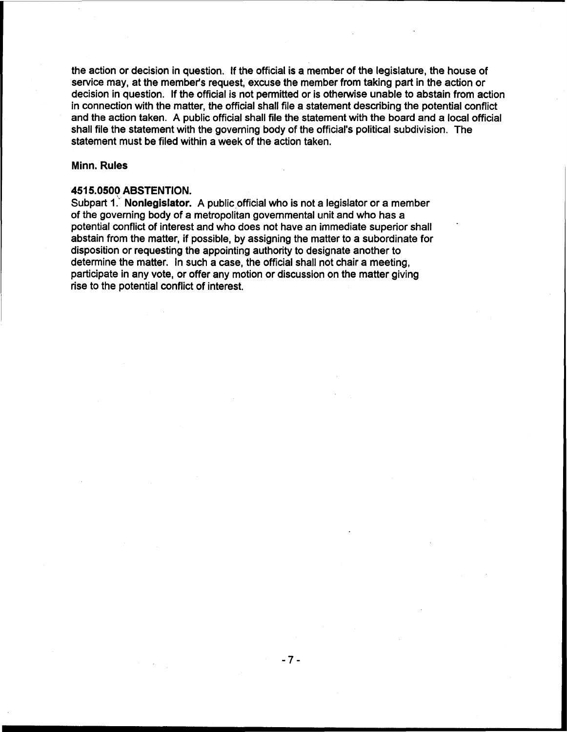the action or decision in question. If the official is a member of the legislature, the house of service may, at the member's request, excuse the member from taking part in the action or decision in question. If the official is not permitted or is otherwise unable to abstain from action in connection with the matter, the official shall file a statement describing the potential conflict and the action taken. A public official shall file the statement with the board and a local official shall file the statement with the governing body of the official's political subdivision. The statement must be filed within a week of the action taken.

**Minn. Rules**

**4515.0500 ABSTENTION.**
Subpart 1. **Nonlegislator.** A public official who is not a legislator or a member of the governing body of a metropolitan governmental unit and who has a potential conflict of interest and who does not have an immediate superior shall abstain from the matter, if possible, by assigning the matter to a subordinate for disposition or requesting the appointing authority to designate another to determine the matter. In such a case, the official shall not chair a meeting, participate in any vote, or offer any motion or discussion on the matter giving rise to the potential conflict of interest.